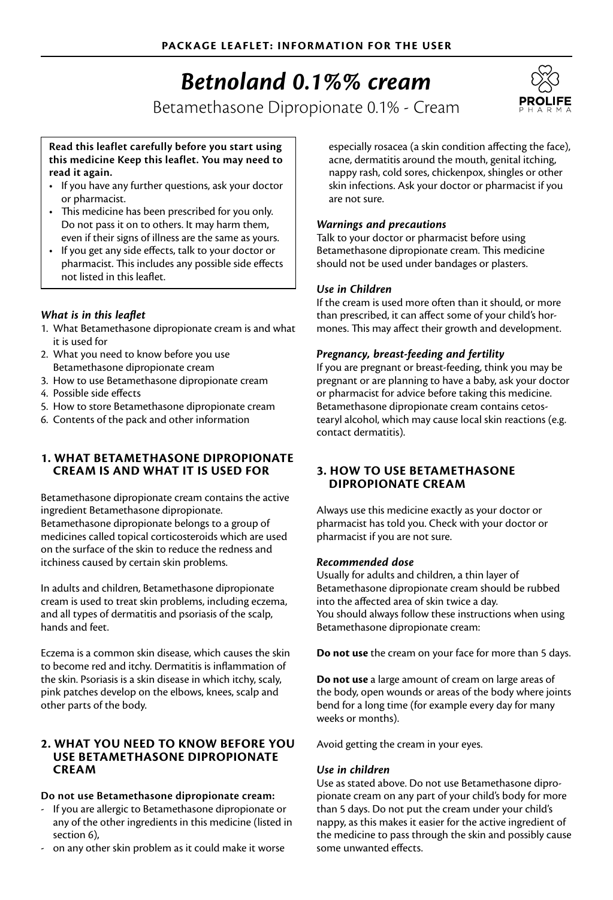**PACKAGE LEAFLET: INFORMATION FOR THE USER**

# *Betnoland 0.1%% cream*

Betamethasone Dipropionate 0.1% - Cream

PROLIFE PHARMA

**Read this leaflet carefully before you start using this medicine Keep this leaflet. You may need to read it again.**

- If you have any further questions, ask your doctor or pharmacist.
- This medicine has been prescribed for you only. Do not pass it on to others. It may harm them, even if their signs of illness are the same as yours.
- If you get any side effects, talk to your doctor or pharmacist. This includes any possible side effects not listed in this leaflet.

### *What is in this leaflet*

1. What Betamethasone dipropionate cream is and what it is used for
2. What you need to know before you use Betamethasone dipropionate cream
3. How to use Betamethasone dipropionate cream
4. Possible side effects
5. How to store Betamethasone dipropionate cream
6. Contents of the pack and other information

## 1. WHAT BETAMETHASONE DIPROPIONATE CREAM IS AND WHAT IT IS USED FOR

Betamethasone dipropionate cream contains the active ingredient Betamethasone dipropionate. Betamethasone dipropionate belongs to a group of medicines called topical corticosteroids which are used on the surface of the skin to reduce the redness and itchiness caused by certain skin problems.

In adults and children, Betamethasone dipropionate cream is used to treat skin problems, including eczema, and all types of dermatitis and psoriasis of the scalp, hands and feet.

Eczema is a common skin disease, which causes the skin to become red and itchy. Dermatitis is inflammation of the skin. Psoriasis is a skin disease in which itchy, scaly, pink patches develop on the elbows, knees, scalp and other parts of the body.

## 2. WHAT YOU NEED TO KNOW BEFORE YOU USE BETAMETHASONE DIPROPIONATE CREAM

**Do not use Betamethasone dipropionate cream:**

- If you are allergic to Betamethasone dipropionate or any of the other ingredients in this medicine (listed in section 6),
- on any other skin problem as it could make it worse especially rosacea (a skin condition affecting the face), acne, dermatitis around the mouth, genital itching, nappy rash, cold sores, chickenpox, shingles or other skin infections. Ask your doctor or pharmacist if you are not sure.

### *Warnings and precautions*

Talk to your doctor or pharmacist before using Betamethasone dipropionate cream. This medicine should not be used under bandages or plasters.

### *Use in Children*

If the cream is used more often than it should, or more than prescribed, it can affect some of your child's hormones. This may affect their growth and development.

### *Pregnancy, breast-feeding and fertility*

If you are pregnant or breast-feeding, think you may be pregnant or are planning to have a baby, ask your doctor or pharmacist for advice before taking this medicine. Betamethasone dipropionate cream contains cetostearyl alcohol, which may cause local skin reactions (e.g. contact dermatitis).

## 3. HOW TO USE BETAMETHASONE DIPROPIONATE CREAM

Always use this medicine exactly as your doctor or pharmacist has told you. Check with your doctor or pharmacist if you are not sure.

### *Recommended dose*

Usually for adults and children, a thin layer of Betamethasone dipropionate cream should be rubbed into the affected area of skin twice a day.
You should always follow these instructions when using Betamethasone dipropionate cream:

**Do not use** the cream on your face for more than 5 days.

**Do not use** a large amount of cream on large areas of the body, open wounds or areas of the body where joints bend for a long time (for example every day for many weeks or months).

Avoid getting the cream in your eyes.

### *Use in children*

Use as stated above. Do not use Betamethasone dipropionate cream on any part of your child's body for more than 5 days. Do not put the cream under your child's nappy, as this makes it easier for the active ingredient of the medicine to pass through the skin and possibly cause some unwanted effects.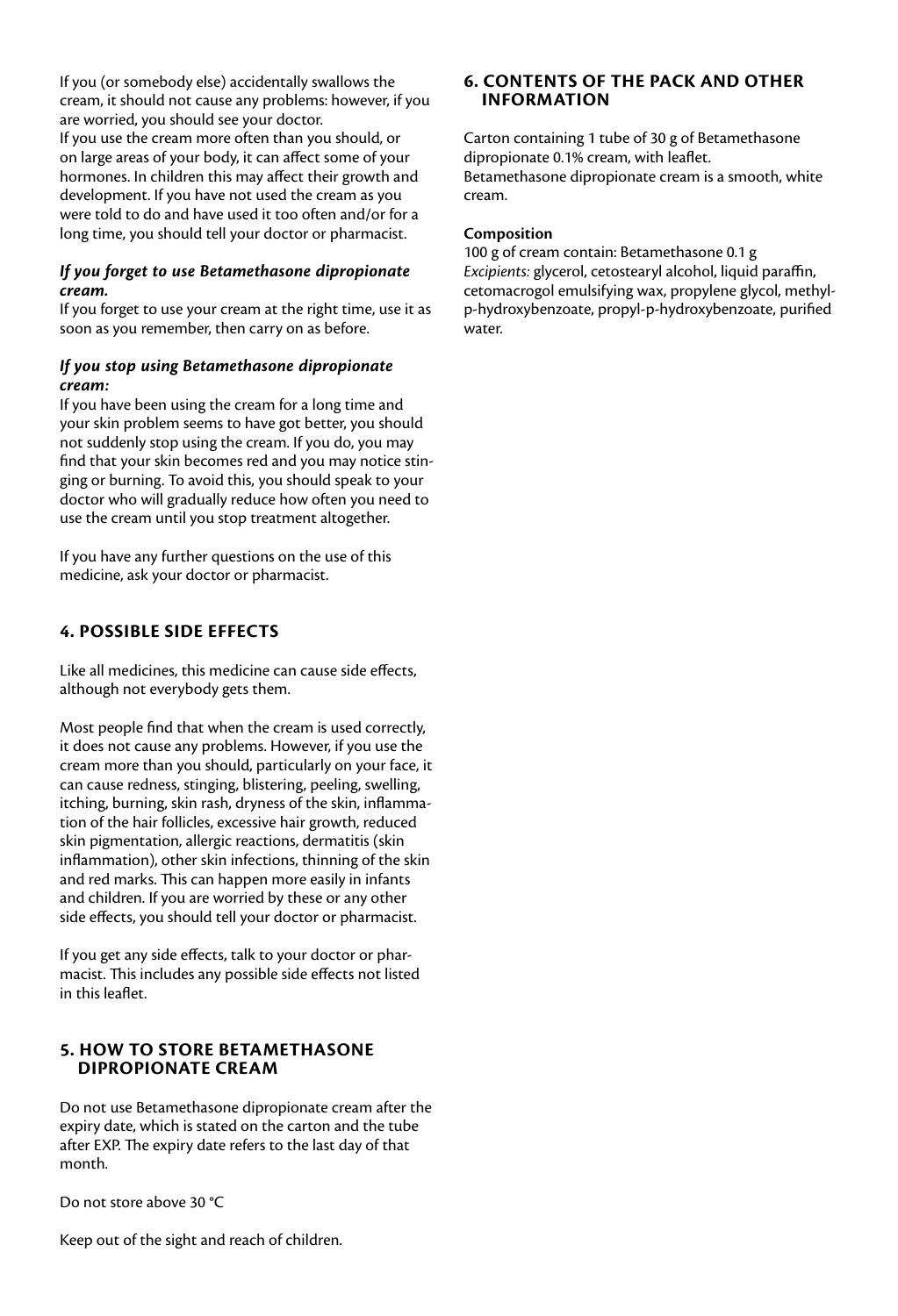If you (or somebody else) accidentally swallows the cream, it should not cause any problems: however, if you are worried, you should see your doctor.
If you use the cream more often than you should, or on large areas of your body, it can affect some of your hormones. In children this may affect their growth and development. If you have not used the cream as you were told to do and have used it too often and/or for a long time, you should tell your doctor or pharmacist.

### *If you forget to use Betamethasone dipropionate cream.*

If you forget to use your cream at the right time, use it as soon as you remember, then carry on as before.

### *If you stop using Betamethasone dipropionate cream:*

If you have been using the cream for a long time and your skin problem seems to have got better, you should not suddenly stop using the cream. If you do, you may find that your skin becomes red and you may notice stinging or burning. To avoid this, you should speak to your doctor who will gradually reduce how often you need to use the cream until you stop treatment altogether.

If you have any further questions on the use of this medicine, ask your doctor or pharmacist.

## 4. POSSIBLE SIDE EFFECTS

Like all medicines, this medicine can cause side effects, although not everybody gets them.

Most people find that when the cream is used correctly, it does not cause any problems. However, if you use the cream more than you should, particularly on your face, it can cause redness, stinging, blistering, peeling, swelling, itching, burning, skin rash, dryness of the skin, inflammation of the hair follicles, excessive hair growth, reduced skin pigmentation, allergic reactions, dermatitis (skin inflammation), other skin infections, thinning of the skin and red marks. This can happen more easily in infants and children. If you are worried by these or any other side effects, you should tell your doctor or pharmacist.

If you get any side effects, talk to your doctor or pharmacist. This includes any possible side effects not listed in this leaflet.

## 5. HOW TO STORE BETAMETHASONE DIPROPIONATE CREAM

Do not use Betamethasone dipropionate cream after the expiry date, which is stated on the carton and the tube after EXP. The expiry date refers to the last day of that month.

Do not store above 30 °C

Keep out of the sight and reach of children.

## 6. CONTENTS OF THE PACK AND OTHER INFORMATION

Carton containing 1 tube of 30 g of Betamethasone dipropionate 0.1% cream, with leaflet.
Betamethasone dipropionate cream is a smooth, white cream.

**Composition**

100 g of cream contain: Betamethasone 0.1 g
*Excipients:* glycerol, cetostearyl alcohol, liquid paraffin, cetomacrogol emulsifying wax, propylene glycol, methyl-p-hydroxybenzoate, propyl-p-hydroxybenzoate, purified water.